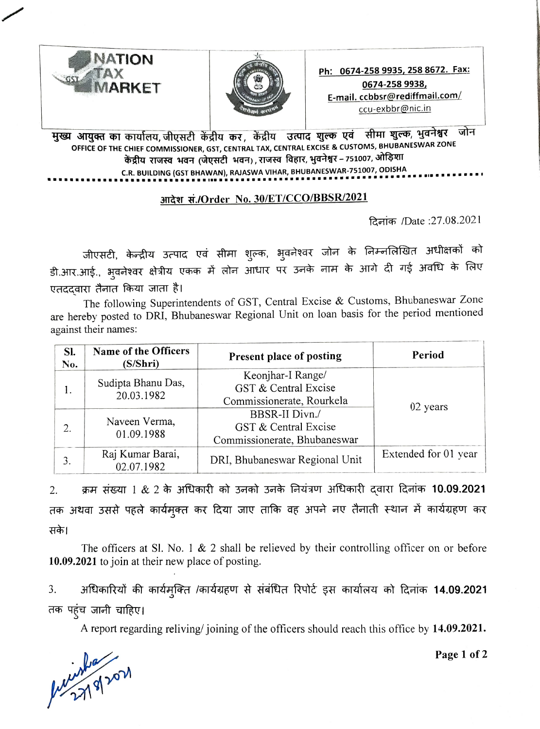NATION TAX MARKET

Ph: 0674-258 9935, 258 8672. Fax: 0674-258 9938,
E-mail. ccbbsr@rediffmail.com/ ccu-exbbr@nic.in

मुख्य आयुक्त का कार्यालय, जीएसटी केंद्रीय कर, केंद्रीय उत्पाद शुल्क एवं सीमा शुल्क, भुवनेश्वर जोन
OFFICE OF THE CHIEF COMMISSIONER, GST, CENTRAL TAX, CENTRAL EXCISE & CUSTOMS, BHUBANESWAR ZONE
केंद्रीय राजस्व भवन (जेएसटी भवन), राजस्व विहार, भुवनेश्वर – 751007, ओड़िशा
C.R. BUILDING (GST BHAWAN), RAJASWA VIHAR, BHUBANESWAR-751007, ODISHA

## आदेश सं./Order No. 30/ET/CCO/BBSR/2021

दिनांक /Date :27.08.2021

जीएसटी, केन्द्रीय उत्पाद एवं सीमा शुल्क, भुवनेश्वर जोन के निम्नलिखित अधीक्षकों को डी.आर.आई., भुवनेश्वर क्षेत्रीय एकक में लोन आधार पर उनके नाम के आगे दी गई अवधि के लिए एतदद्वारा तैनात किया जाता है।

The following Superintendents of GST, Central Excise & Customs, Bhubaneswar Zone are hereby posted to DRI, Bhubaneswar Regional Unit on loan basis for the period mentioned against their names:

| Sl. No. | Name of the Officers (S/Shri) | Present place of posting | Period |
|---|---|---|---|
| 1. | Sudipta Bhanu Das, 20.03.1982 | Keonjhar-I Range/ GST & Central Excise Commissionerate, Rourkela | 02 years |
| 2. | Naveen Verma, 01.09.1988 | BBSR-II Divn./ GST & Central Excise Commissionerate, Bhubaneswar | |
| 3. | Raj Kumar Barai, 02.07.1982 | DRI, Bhubaneswar Regional Unit | Extended for 01 year |

2. क्रम संख्या 1 & 2 के अधिकारी को उनको उनके नियंत्रण अधिकारी द्वारा दिनांक **10.09.2021** तक अथवा उससे पहले कार्यमुक्त कर दिया जाए ताकि वह अपने नए तैनाती स्थान में कार्यग्रहण कर सके।

The officers at Sl. No. 1 & 2 shall be relieved by their controlling officer on or before **10.09.2021** to join at their new place of posting.

3. अधिकारियों की कार्यमुक्ति /कार्यग्रहण से संबंधित रिपोर्ट इस कार्यालय को दिनांक **14.09.2021** तक पहुंच जानी चाहिए।

A report regarding reliving/ joining of the officers should reach this office by **14.09.2021.**

Anisha 27/8/2021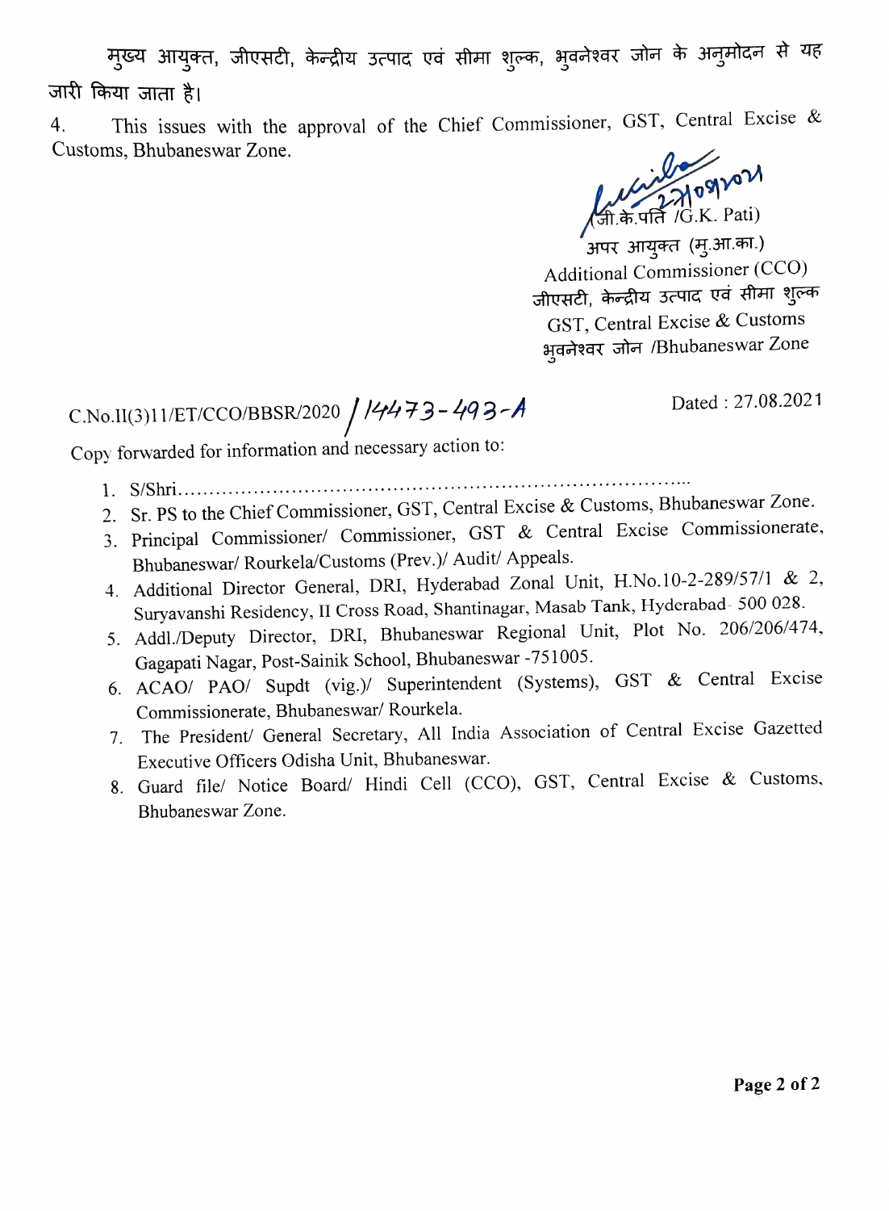मुख्य आयुक्त, जीएसटी, केन्द्रीय उत्पाद एवं सीमा शुल्क, भुवनेश्वर जोन के अनुमोदन से यह जारी किया जाता है।

4. This issues with the approval of the Chief Commissioner, GST, Central Excise & Customs, Bhubaneswar Zone.

27/08/2021

(जी.के.पति /G.K. Pati)
अपर आयुक्त (मु.आ.का.)
Additional Commissioner (CCO)
जीएसटी, केन्द्रीय उत्पाद एवं सीमा शुल्क
GST, Central Excise & Customs
भुवनेश्वर जोन /Bhubaneswar Zone

C.No.II(3)11/ET/CCO/BBSR/2020 / 14473-493-A

Dated : 27.08.2021

Copy forwarded for information and necessary action to:

1. S/Shri……………………………………………………………………..
2. Sr. PS to the Chief Commissioner, GST, Central Excise & Customs, Bhubaneswar Zone.
3. Principal Commissioner/ Commissioner, GST & Central Excise Commissionerate, Bhubaneswar/ Rourkela/Customs (Prev.)/ Audit/ Appeals.
4. Additional Director General, DRI, Hyderabad Zonal Unit, H.No.10-2-289/57/1 & 2, Suryavanshi Residency, II Cross Road, Shantinagar, Masab Tank, Hyderabad- 500 028.
5. Addl./Deputy Director, DRI, Bhubaneswar Regional Unit, Plot No. 206/206/474, Gagapati Nagar, Post-Sainik School, Bhubaneswar -751005.
6. ACAO/ PAO/ Supdt (vig.)/ Superintendent (Systems), GST & Central Excise Commissionerate, Bhubaneswar/ Rourkela.
7. The President/ General Secretary, All India Association of Central Excise Gazetted Executive Officers Odisha Unit, Bhubaneswar.
8. Guard file/ Notice Board/ Hindi Cell (CCO), GST, Central Excise & Customs, Bhubaneswar Zone.